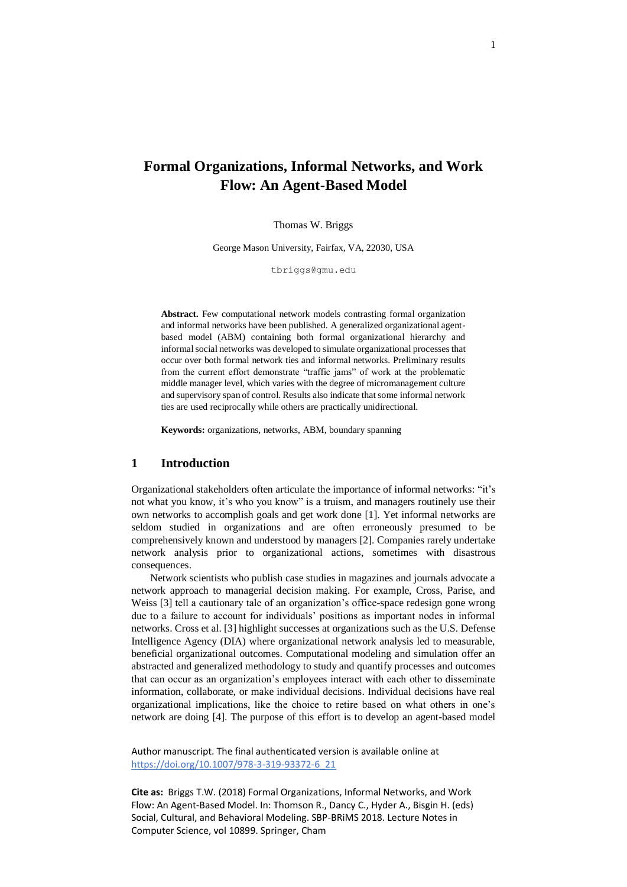# Formal Organizations, Informal Networks, and Work Flow: An Agent-Based Model

Thomas W. Briggs

George Mason University, Fairfax, VA, 22030, USA

tbriggs@gmu.edu

**Abstract.** Few computational network models contrasting formal organization and informal networks have been published. A generalized organizational agent-based model (ABM) containing both formal organizational hierarchy and informal social networks was developed to simulate organizational processes that occur over both formal network ties and informal networks. Preliminary results from the current effort demonstrate "traffic jams" of work at the problematic middle manager level, which varies with the degree of micromanagement culture and supervisory span of control. Results also indicate that some informal network ties are used reciprocally while others are practically unidirectional.

**Keywords:** organizations, networks, ABM, boundary spanning

## 1 Introduction

Organizational stakeholders often articulate the importance of informal networks: "it's not what you know, it's who you know" is a truism, and managers routinely use their own networks to accomplish goals and get work done [1]. Yet informal networks are seldom studied in organizations and are often erroneously presumed to be comprehensively known and understood by managers [2]. Companies rarely undertake network analysis prior to organizational actions, sometimes with disastrous consequences.

Network scientists who publish case studies in magazines and journals advocate a network approach to managerial decision making. For example, Cross, Parise, and Weiss [3] tell a cautionary tale of an organization's office-space redesign gone wrong due to a failure to account for individuals' positions as important nodes in informal networks. Cross et al. [3] highlight successes at organizations such as the U.S. Defense Intelligence Agency (DIA) where organizational network analysis led to measurable, beneficial organizational outcomes. Computational modeling and simulation offer an abstracted and generalized methodology to study and quantify processes and outcomes that can occur as an organization's employees interact with each other to disseminate information, collaborate, or make individual decisions. Individual decisions have real organizational implications, like the choice to retire based on what others in one's network are doing [4]. The purpose of this effort is to develop an agent-based model

Author manuscript. The final authenticated version is available online at https://doi.org/10.1007/978-3-319-93372-6_21

**Cite as:** Briggs T.W. (2018) Formal Organizations, Informal Networks, and Work Flow: An Agent-Based Model. In: Thomson R., Dancy C., Hyder A., Bisgin H. (eds) Social, Cultural, and Behavioral Modeling. SBP-BRiMS 2018. Lecture Notes in Computer Science, vol 10899. Springer, Cham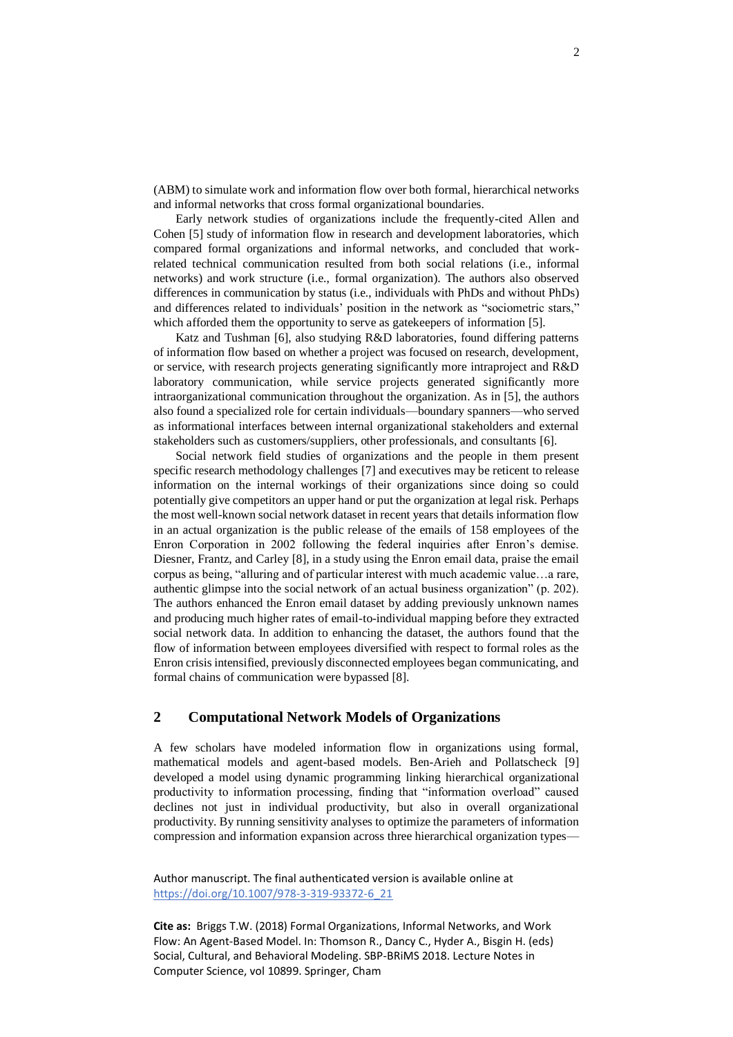(ABM) to simulate work and information flow over both formal, hierarchical networks and informal networks that cross formal organizational boundaries.

Early network studies of organizations include the frequently-cited Allen and Cohen [5] study of information flow in research and development laboratories, which compared formal organizations and informal networks, and concluded that work-related technical communication resulted from both social relations (i.e., informal networks) and work structure (i.e., formal organization). The authors also observed differences in communication by status (i.e., individuals with PhDs and without PhDs) and differences related to individuals' position in the network as "sociometric stars," which afforded them the opportunity to serve as gatekeepers of information [5].

Katz and Tushman [6], also studying R&D laboratories, found differing patterns of information flow based on whether a project was focused on research, development, or service, with research projects generating significantly more intraproject and R&D laboratory communication, while service projects generated significantly more intraorganizational communication throughout the organization. As in [5], the authors also found a specialized role for certain individuals—boundary spanners—who served as informational interfaces between internal organizational stakeholders and external stakeholders such as customers/suppliers, other professionals, and consultants [6].

Social network field studies of organizations and the people in them present specific research methodology challenges [7] and executives may be reticent to release information on the internal workings of their organizations since doing so could potentially give competitors an upper hand or put the organization at legal risk. Perhaps the most well-known social network dataset in recent years that details information flow in an actual organization is the public release of the emails of 158 employees of the Enron Corporation in 2002 following the federal inquiries after Enron's demise. Diesner, Frantz, and Carley [8], in a study using the Enron email data, praise the email corpus as being, "alluring and of particular interest with much academic value…a rare, authentic glimpse into the social network of an actual business organization" (p. 202). The authors enhanced the Enron email dataset by adding previously unknown names and producing much higher rates of email-to-individual mapping before they extracted social network data. In addition to enhancing the dataset, the authors found that the flow of information between employees diversified with respect to formal roles as the Enron crisis intensified, previously disconnected employees began communicating, and formal chains of communication were bypassed [8].

## 2 Computational Network Models of Organizations

A few scholars have modeled information flow in organizations using formal, mathematical models and agent-based models. Ben-Arieh and Pollatscheck [9] developed a model using dynamic programming linking hierarchical organizational productivity to information processing, finding that "information overload" caused declines not just in individual productivity, but also in overall organizational productivity. By running sensitivity analyses to optimize the parameters of information compression and information expansion across three hierarchical organization types—

Author manuscript. The final authenticated version is available online at https://doi.org/10.1007/978-3-319-93372-6_21

**Cite as:** Briggs T.W. (2018) Formal Organizations, Informal Networks, and Work Flow: An Agent-Based Model. In: Thomson R., Dancy C., Hyder A., Bisgin H. (eds) Social, Cultural, and Behavioral Modeling. SBP-BRiMS 2018. Lecture Notes in Computer Science, vol 10899. Springer, Cham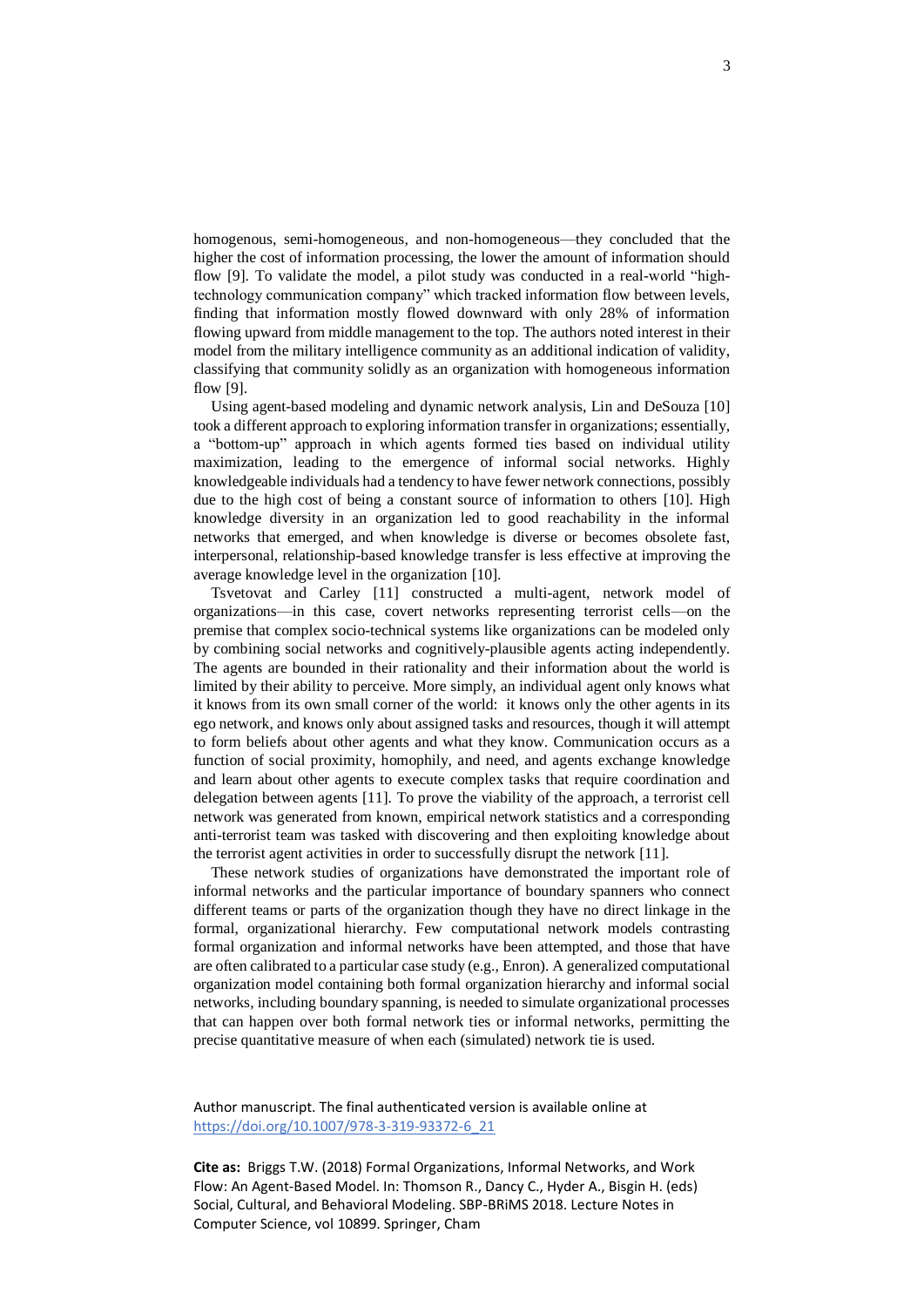homogenous, semi-homogeneous, and non-homogeneous—they concluded that the higher the cost of information processing, the lower the amount of information should flow [9]. To validate the model, a pilot study was conducted in a real-world "high-technology communication company" which tracked information flow between levels, finding that information mostly flowed downward with only 28% of information flowing upward from middle management to the top. The authors noted interest in their model from the military intelligence community as an additional indication of validity, classifying that community solidly as an organization with homogeneous information flow [9].

Using agent-based modeling and dynamic network analysis, Lin and DeSouza [10] took a different approach to exploring information transfer in organizations; essentially, a "bottom-up" approach in which agents formed ties based on individual utility maximization, leading to the emergence of informal social networks. Highly knowledgeable individuals had a tendency to have fewer network connections, possibly due to the high cost of being a constant source of information to others [10]. High knowledge diversity in an organization led to good reachability in the informal networks that emerged, and when knowledge is diverse or becomes obsolete fast, interpersonal, relationship-based knowledge transfer is less effective at improving the average knowledge level in the organization [10].

Tsvetovat and Carley [11] constructed a multi-agent, network model of organizations—in this case, covert networks representing terrorist cells—on the premise that complex socio-technical systems like organizations can be modeled only by combining social networks and cognitively-plausible agents acting independently. The agents are bounded in their rationality and their information about the world is limited by their ability to perceive. More simply, an individual agent only knows what it knows from its own small corner of the world: it knows only the other agents in its ego network, and knows only about assigned tasks and resources, though it will attempt to form beliefs about other agents and what they know. Communication occurs as a function of social proximity, homophily, and need, and agents exchange knowledge and learn about other agents to execute complex tasks that require coordination and delegation between agents [11]. To prove the viability of the approach, a terrorist cell network was generated from known, empirical network statistics and a corresponding anti-terrorist team was tasked with discovering and then exploiting knowledge about the terrorist agent activities in order to successfully disrupt the network [11].

These network studies of organizations have demonstrated the important role of informal networks and the particular importance of boundary spanners who connect different teams or parts of the organization though they have no direct linkage in the formal, organizational hierarchy. Few computational network models contrasting formal organization and informal networks have been attempted, and those that have are often calibrated to a particular case study (e.g., Enron). A generalized computational organization model containing both formal organization hierarchy and informal social networks, including boundary spanning, is needed to simulate organizational processes that can happen over both formal network ties or informal networks, permitting the precise quantitative measure of when each (simulated) network tie is used.

Author manuscript. The final authenticated version is available online at https://doi.org/10.1007/978-3-319-93372-6_21

**Cite as:** Briggs T.W. (2018) Formal Organizations, Informal Networks, and Work Flow: An Agent-Based Model. In: Thomson R., Dancy C., Hyder A., Bisgin H. (eds) Social, Cultural, and Behavioral Modeling. SBP-BRiMS 2018. Lecture Notes in Computer Science, vol 10899. Springer, Cham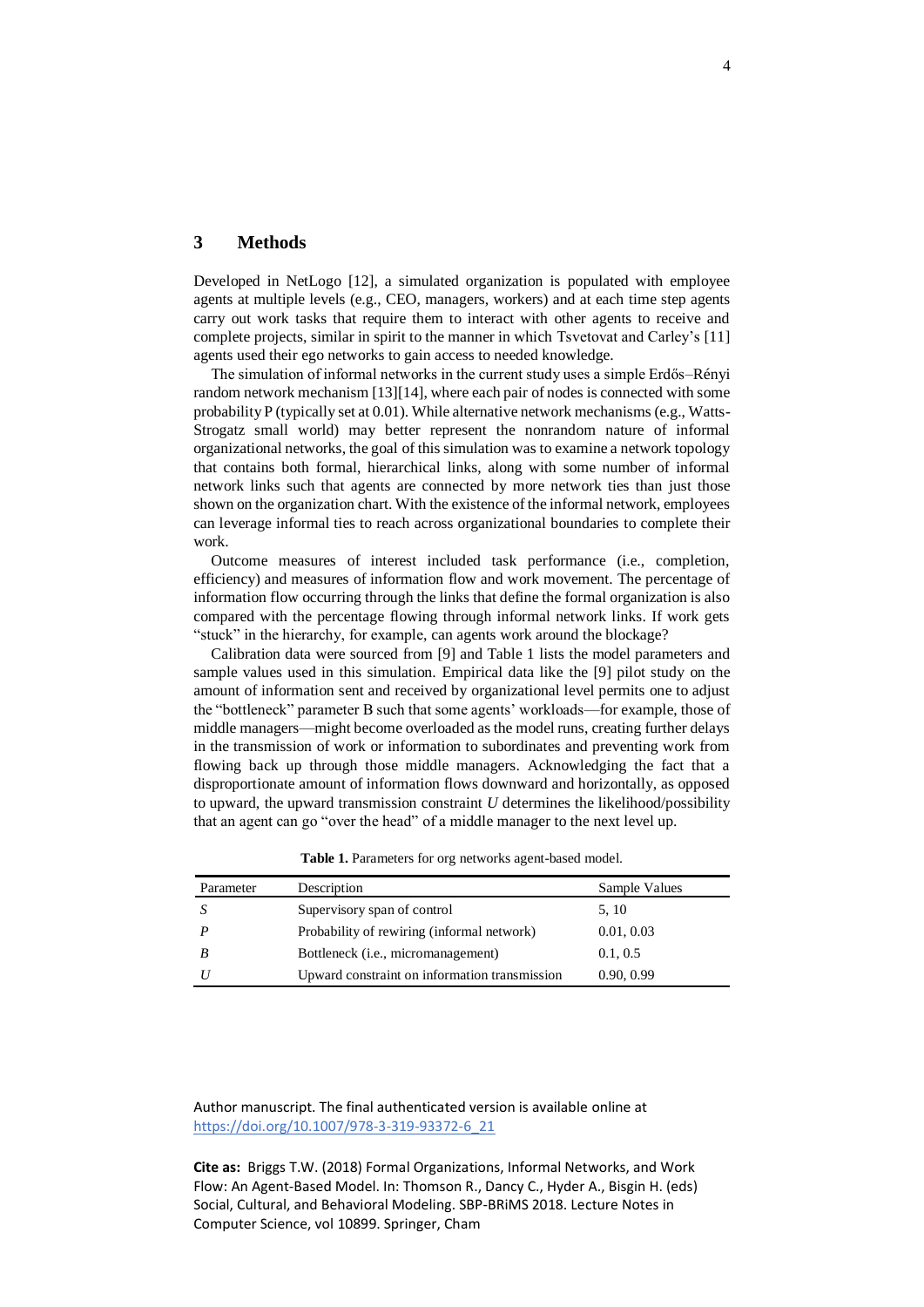## 3 Methods

Developed in NetLogo [12], a simulated organization is populated with employee agents at multiple levels (e.g., CEO, managers, workers) and at each time step agents carry out work tasks that require them to interact with other agents to receive and complete projects, similar in spirit to the manner in which Tsvetovat and Carley's [11] agents used their ego networks to gain access to needed knowledge.

The simulation of informal networks in the current study uses a simple Erdős–Rényi random network mechanism [13][14], where each pair of nodes is connected with some probability P (typically set at 0.01). While alternative network mechanisms (e.g., Watts-Strogatz small world) may better represent the nonrandom nature of informal organizational networks, the goal of this simulation was to examine a network topology that contains both formal, hierarchical links, along with some number of informal network links such that agents are connected by more network ties than just those shown on the organization chart. With the existence of the informal network, employees can leverage informal ties to reach across organizational boundaries to complete their work.

Outcome measures of interest included task performance (i.e., completion, efficiency) and measures of information flow and work movement. The percentage of information flow occurring through the links that define the formal organization is also compared with the percentage flowing through informal network links. If work gets "stuck" in the hierarchy, for example, can agents work around the blockage?

Calibration data were sourced from [9] and Table 1 lists the model parameters and sample values used in this simulation. Empirical data like the [9] pilot study on the amount of information sent and received by organizational level permits one to adjust the "bottleneck" parameter B such that some agents' workloads—for example, those of middle managers—might become overloaded as the model runs, creating further delays in the transmission of work or information to subordinates and preventing work from flowing back up through those middle managers. Acknowledging the fact that a disproportionate amount of information flows downward and horizontally, as opposed to upward, the upward transmission constraint *U* determines the likelihood/possibility that an agent can go "over the head" of a middle manager to the next level up.

**Table 1.** Parameters for org networks agent-based model.

| Parameter | Description | Sample Values |
|---|---|---|
| *S* | Supervisory span of control | 5, 10 |
| *P* | Probability of rewiring (informal network) | 0.01, 0.03 |
| *B* | Bottleneck (i.e., micromanagement) | 0.1, 0.5 |
| *U* | Upward constraint on information transmission | 0.90, 0.99 |

Author manuscript. The final authenticated version is available online at https://doi.org/10.1007/978-3-319-93372-6_21

**Cite as:** Briggs T.W. (2018) Formal Organizations, Informal Networks, and Work Flow: An Agent-Based Model. In: Thomson R., Dancy C., Hyder A., Bisgin H. (eds) Social, Cultural, and Behavioral Modeling. SBP-BRiMS 2018. Lecture Notes in Computer Science, vol 10899. Springer, Cham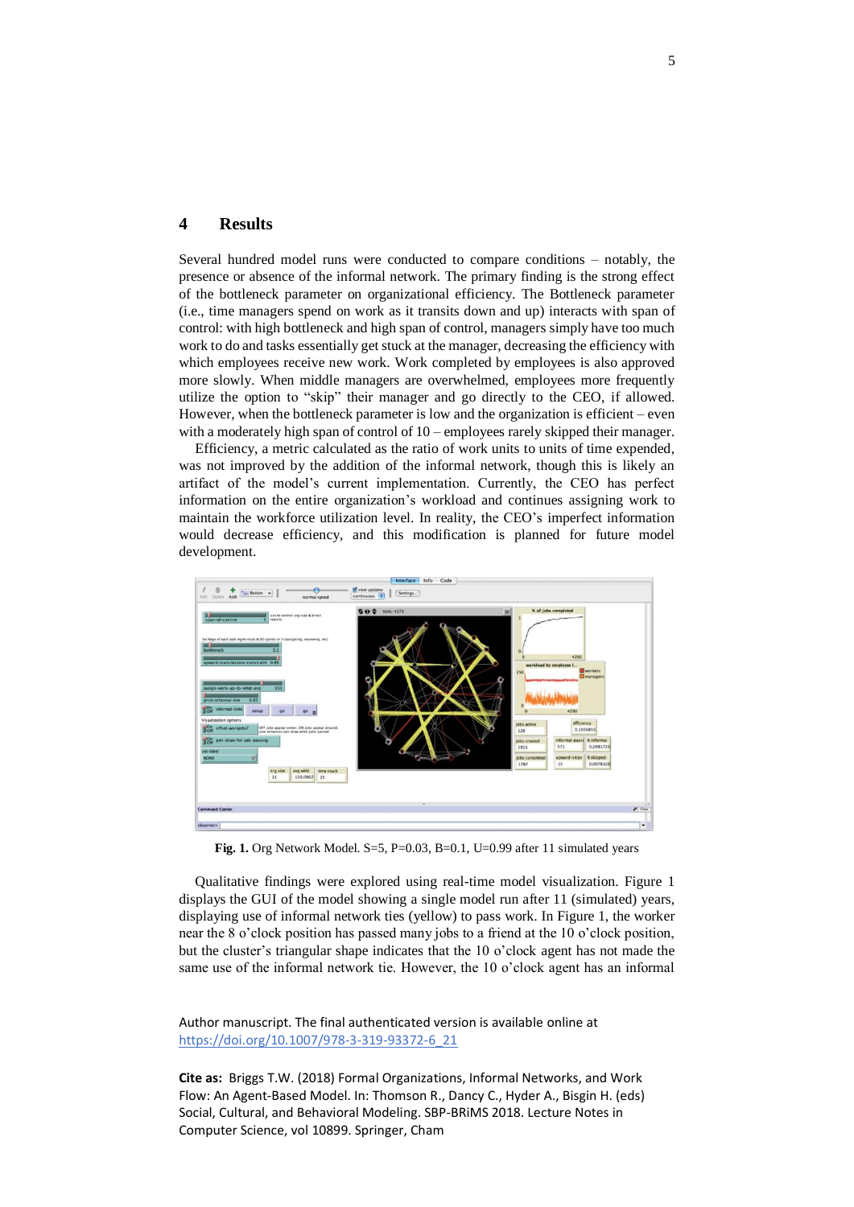## 4 Results

Several hundred model runs were conducted to compare conditions – notably, the presence or absence of the informal network. The primary finding is the strong effect of the bottleneck parameter on organizational efficiency. The Bottleneck parameter (i.e., time managers spend on work as it transits down and up) interacts with span of control: with high bottleneck and high span of control, managers simply have too much work to do and tasks essentially get stuck at the manager, decreasing the efficiency with which employees receive new work. Work completed by employees is also approved more slowly. When middle managers are overwhelmed, employees more frequently utilize the option to "skip" their manager and go directly to the CEO, if allowed. However, when the bottleneck parameter is low and the organization is efficient – even with a moderately high span of control of 10 – employees rarely skipped their manager.

Efficiency, a metric calculated as the ratio of work units to units of time expended, was not improved by the addition of the informal network, though this is likely an artifact of the model's current implementation. Currently, the CEO has perfect information on the entire organization's workload and continues assigning work to maintain the workforce utilization level. In reality, the CEO's imperfect information would decrease efficiency, and this modification is planned for future model development.

**Fig. 1.** Org Network Model. S=5, P=0.03, B=0.1, U=0.99 after 11 simulated years

Qualitative findings were explored using real-time model visualization. Figure 1 displays the GUI of the model showing a single model run after 11 (simulated) years, displaying use of informal network ties (yellow) to pass work. In Figure 1, the worker near the 8 o'clock position has passed many jobs to a friend at the 10 o'clock position, but the cluster's triangular shape indicates that the 10 o'clock agent has not made the same use of the informal network tie. However, the 10 o'clock agent has an informal

Author manuscript. The final authenticated version is available online at https://doi.org/10.1007/978-3-319-93372-6_21

**Cite as:** Briggs T.W. (2018) Formal Organizations, Informal Networks, and Work Flow: An Agent-Based Model. In: Thomson R., Dancy C., Hyder A., Bisgin H. (eds) Social, Cultural, and Behavioral Modeling. SBP-BRiMS 2018. Lecture Notes in Computer Science, vol 10899. Springer, Cham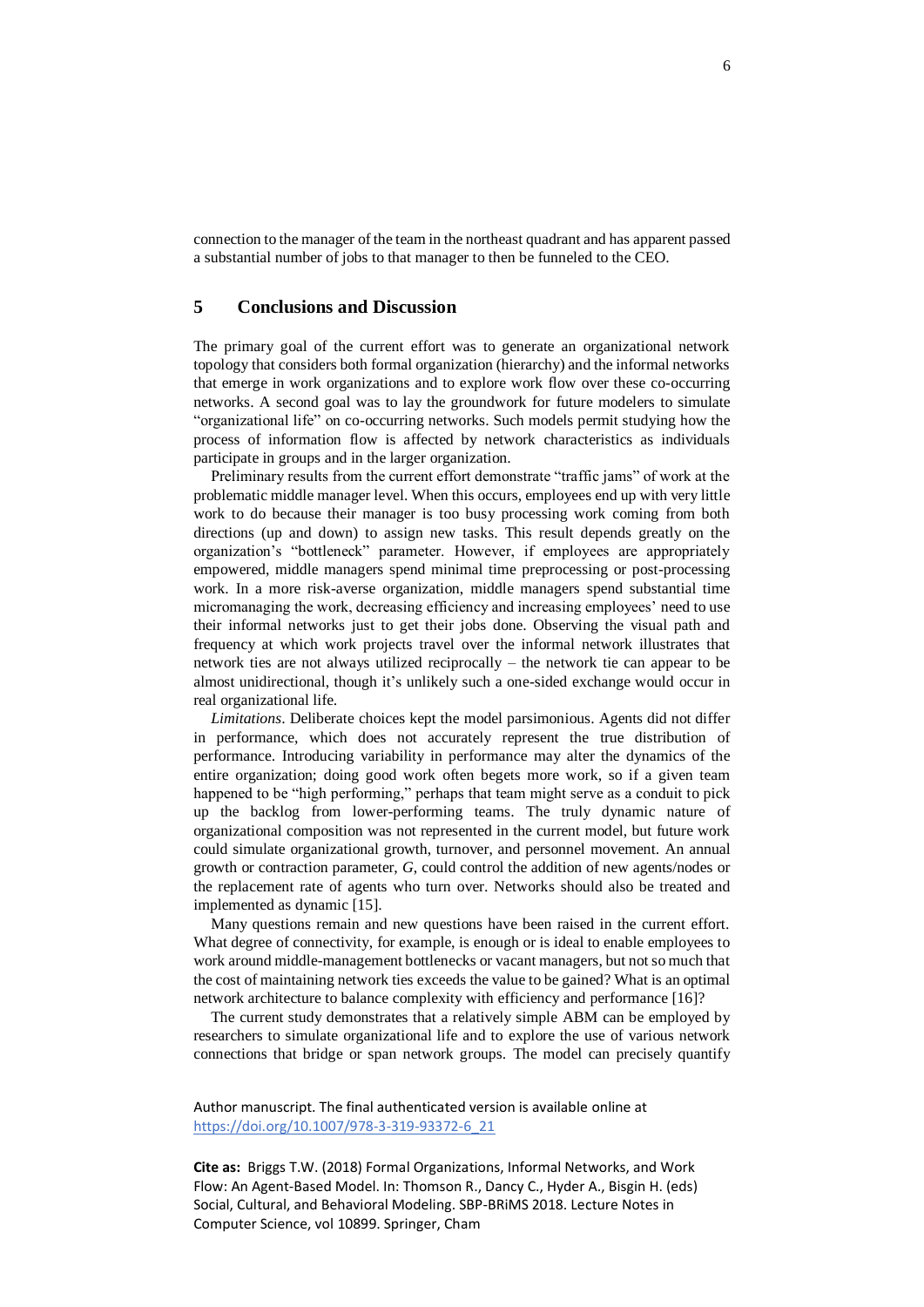connection to the manager of the team in the northeast quadrant and has apparent passed a substantial number of jobs to that manager to then be funneled to the CEO.

## 5 Conclusions and Discussion

The primary goal of the current effort was to generate an organizational network topology that considers both formal organization (hierarchy) and the informal networks that emerge in work organizations and to explore work flow over these co-occurring networks. A second goal was to lay the groundwork for future modelers to simulate "organizational life" on co-occurring networks. Such models permit studying how the process of information flow is affected by network characteristics as individuals participate in groups and in the larger organization.

Preliminary results from the current effort demonstrate "traffic jams" of work at the problematic middle manager level. When this occurs, employees end up with very little work to do because their manager is too busy processing work coming from both directions (up and down) to assign new tasks. This result depends greatly on the organization's "bottleneck" parameter. However, if employees are appropriately empowered, middle managers spend minimal time preprocessing or post-processing work. In a more risk-averse organization, middle managers spend substantial time micromanaging the work, decreasing efficiency and increasing employees' need to use their informal networks just to get their jobs done. Observing the visual path and frequency at which work projects travel over the informal network illustrates that network ties are not always utilized reciprocally – the network tie can appear to be almost unidirectional, though it's unlikely such a one-sided exchange would occur in real organizational life.

*Limitations*. Deliberate choices kept the model parsimonious. Agents did not differ in performance, which does not accurately represent the true distribution of performance. Introducing variability in performance may alter the dynamics of the entire organization; doing good work often begets more work, so if a given team happened to be "high performing," perhaps that team might serve as a conduit to pick up the backlog from lower-performing teams. The truly dynamic nature of organizational composition was not represented in the current model, but future work could simulate organizational growth, turnover, and personnel movement. An annual growth or contraction parameter, $G$, could control the addition of new agents/nodes or the replacement rate of agents who turn over. Networks should also be treated and implemented as dynamic [15].

Many questions remain and new questions have been raised in the current effort. What degree of connectivity, for example, is enough or is ideal to enable employees to work around middle-management bottlenecks or vacant managers, but not so much that the cost of maintaining network ties exceeds the value to be gained? What is an optimal network architecture to balance complexity with efficiency and performance [16]?

The current study demonstrates that a relatively simple ABM can be employed by researchers to simulate organizational life and to explore the use of various network connections that bridge or span network groups. The model can precisely quantify

Author manuscript. The final authenticated version is available online at https://doi.org/10.1007/978-3-319-93372-6_21

**Cite as:** Briggs T.W. (2018) Formal Organizations, Informal Networks, and Work Flow: An Agent-Based Model. In: Thomson R., Dancy C., Hyder A., Bisgin H. (eds) Social, Cultural, and Behavioral Modeling. SBP-BRiMS 2018. Lecture Notes in Computer Science, vol 10899. Springer, Cham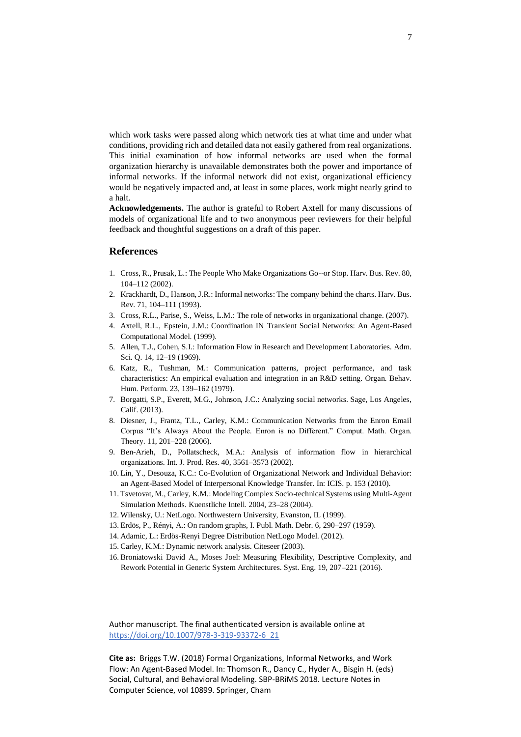which work tasks were passed along which network ties at what time and under what conditions, providing rich and detailed data not easily gathered from real organizations. This initial examination of how informal networks are used when the formal organization hierarchy is unavailable demonstrates both the power and importance of informal networks. If the informal network did not exist, organizational efficiency would be negatively impacted and, at least in some places, work might nearly grind to a halt.

**Acknowledgements.** The author is grateful to Robert Axtell for many discussions of models of organizational life and to two anonymous peer reviewers for their helpful feedback and thoughtful suggestions on a draft of this paper.

## References

1. Cross, R., Prusak, L.: The People Who Make Organizations Go--or Stop. Harv. Bus. Rev. 80, 104–112 (2002).
2. Krackhardt, D., Hanson, J.R.: Informal networks: The company behind the charts. Harv. Bus. Rev. 71, 104–111 (1993).
3. Cross, R.L., Parise, S., Weiss, L.M.: The role of networks in organizational change. (2007).
4. Axtell, R.L., Epstein, J.M.: Coordination IN Transient Social Networks: An Agent-Based Computational Model. (1999).
5. Allen, T.J., Cohen, S.I.: Information Flow in Research and Development Laboratories. Adm. Sci. Q. 14, 12–19 (1969).
6. Katz, R., Tushman, M.: Communication patterns, project performance, and task characteristics: An empirical evaluation and integration in an R&D setting. Organ. Behav. Hum. Perform. 23, 139–162 (1979).
7. Borgatti, S.P., Everett, M.G., Johnson, J.C.: Analyzing social networks. Sage, Los Angeles, Calif. (2013).
8. Diesner, J., Frantz, T.L., Carley, K.M.: Communication Networks from the Enron Email Corpus "It's Always About the People. Enron is no Different." Comput. Math. Organ. Theory. 11, 201–228 (2006).
9. Ben-Arieh, D., Pollatscheck, M.A.: Analysis of information flow in hierarchical organizations. Int. J. Prod. Res. 40, 3561–3573 (2002).
10. Lin, Y., Desouza, K.C.: Co-Evolution of Organizational Network and Individual Behavior: an Agent-Based Model of Interpersonal Knowledge Transfer. In: ICIS. p. 153 (2010).
11. Tsvetovat, M., Carley, K.M.: Modeling Complex Socio-technical Systems using Multi-Agent Simulation Methods. Kuenstliche Intell. 2004, 23–28 (2004).
12. Wilensky, U.: NetLogo. Northwestern University, Evanston, IL (1999).
13. Erdös, P., Rényi, A.: On random graphs, I. Publ. Math. Debr. 6, 290–297 (1959).
14. Adamic, L.: Erdös-Renyi Degree Distribution NetLogo Model. (2012).
15. Carley, K.M.: Dynamic network analysis. Citeseer (2003).
16. Broniatowski David A., Moses Joel: Measuring Flexibility, Descriptive Complexity, and Rework Potential in Generic System Architectures. Syst. Eng. 19, 207–221 (2016).

Author manuscript. The final authenticated version is available online at https://doi.org/10.1007/978-3-319-93372-6_21

**Cite as:** Briggs T.W. (2018) Formal Organizations, Informal Networks, and Work Flow: An Agent-Based Model. In: Thomson R., Dancy C., Hyder A., Bisgin H. (eds) Social, Cultural, and Behavioral Modeling. SBP-BRiMS 2018. Lecture Notes in Computer Science, vol 10899. Springer, Cham